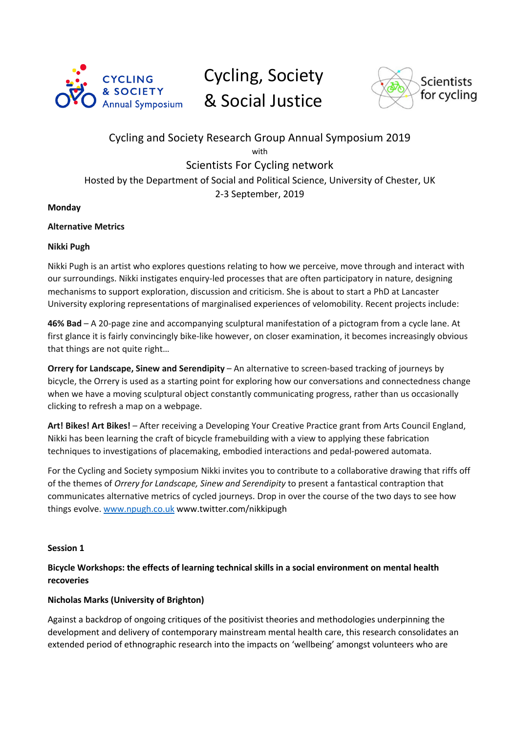CYCLING & SOCIETY Annual Symposium

# Cycling, Society & Social Justice

Scientists for cycling

## Cycling and Society Research Group Annual Symposium 2019

with

## Scientists For Cycling network

Hosted by the Department of Social and Political Science, University of Chester, UK

2-3 September, 2019

**Monday**

**Alternative Metrics**

**Nikki Pugh**

Nikki Pugh is an artist who explores questions relating to how we perceive, move through and interact with our surroundings. Nikki instigates enquiry-led processes that are often participatory in nature, designing mechanisms to support exploration, discussion and criticism. She is about to start a PhD at Lancaster University exploring representations of marginalised experiences of velomobility. Recent projects include:

**46% Bad** – A 20-page zine and accompanying sculptural manifestation of a pictogram from a cycle lane. At first glance it is fairly convincingly bike-like however, on closer examination, it becomes increasingly obvious that things are not quite right…

**Orrery for Landscape, Sinew and Serendipity** – An alternative to screen-based tracking of journeys by bicycle, the Orrery is used as a starting point for exploring how our conversations and connectedness change when we have a moving sculptural object constantly communicating progress, rather than us occasionally clicking to refresh a map on a webpage.

**Art! Bikes! Art Bikes!** – After receiving a Developing Your Creative Practice grant from Arts Council England, Nikki has been learning the craft of bicycle framebuilding with a view to applying these fabrication techniques to investigations of placemaking, embodied interactions and pedal-powered automata.

For the Cycling and Society symposium Nikki invites you to contribute to a collaborative drawing that riffs off of the themes of *Orrery for Landscape, Sinew and Serendipity* to present a fantastical contraption that communicates alternative metrics of cycled journeys. Drop in over the course of the two days to see how things evolve. [www.npugh.co.uk](www.npugh.co.uk) www.twitter.com/nikkipugh

**Session 1**

**Bicycle Workshops: the effects of learning technical skills in a social environment on mental health recoveries**

**Nicholas Marks (University of Brighton)**

Against a backdrop of ongoing critiques of the positivist theories and methodologies underpinning the development and delivery of contemporary mainstream mental health care, this research consolidates an extended period of ethnographic research into the impacts on 'wellbeing' amongst volunteers who are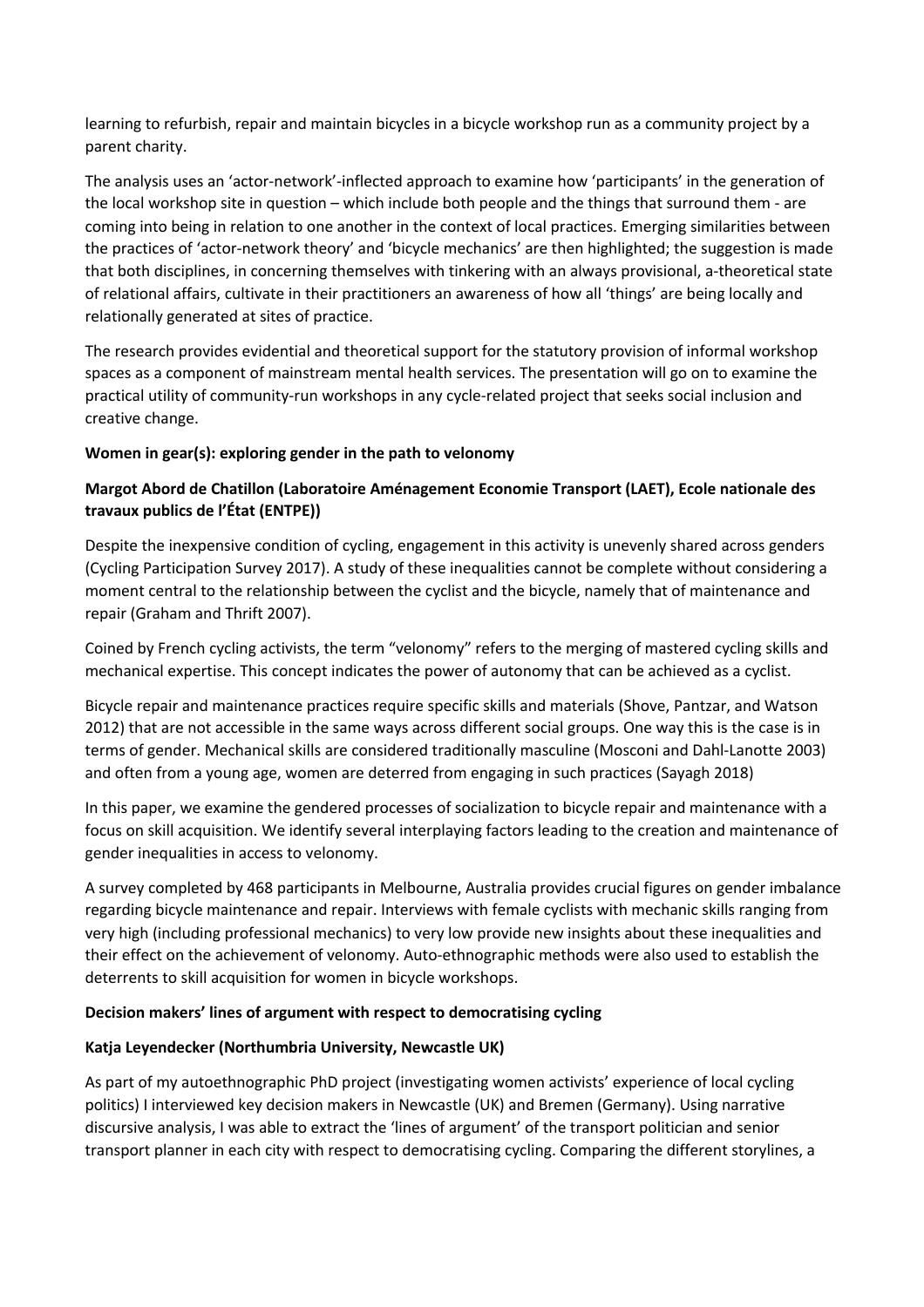learning to refurbish, repair and maintain bicycles in a bicycle workshop run as a community project by a parent charity.

The analysis uses an 'actor-network'-inflected approach to examine how 'participants' in the generation of the local workshop site in question – which include both people and the things that surround them - are coming into being in relation to one another in the context of local practices. Emerging similarities between the practices of 'actor-network theory' and 'bicycle mechanics' are then highlighted; the suggestion is made that both disciplines, in concerning themselves with tinkering with an always provisional, a-theoretical state of relational affairs, cultivate in their practitioners an awareness of how all 'things' are being locally and relationally generated at sites of practice.

The research provides evidential and theoretical support for the statutory provision of informal workshop spaces as a component of mainstream mental health services. The presentation will go on to examine the practical utility of community-run workshops in any cycle-related project that seeks social inclusion and creative change.

**Women in gear(s): exploring gender in the path to velonomy**

**Margot Abord de Chatillon (Laboratoire Aménagement Economie Transport (LAET), Ecole nationale des travaux publics de l'État (ENTPE))**

Despite the inexpensive condition of cycling, engagement in this activity is unevenly shared across genders (Cycling Participation Survey 2017). A study of these inequalities cannot be complete without considering a moment central to the relationship between the cyclist and the bicycle, namely that of maintenance and repair (Graham and Thrift 2007).

Coined by French cycling activists, the term "velonomy" refers to the merging of mastered cycling skills and mechanical expertise. This concept indicates the power of autonomy that can be achieved as a cyclist.

Bicycle repair and maintenance practices require specific skills and materials (Shove, Pantzar, and Watson 2012) that are not accessible in the same ways across different social groups. One way this is the case is in terms of gender. Mechanical skills are considered traditionally masculine (Mosconi and Dahl-Lanotte 2003) and often from a young age, women are deterred from engaging in such practices (Sayagh 2018)

In this paper, we examine the gendered processes of socialization to bicycle repair and maintenance with a focus on skill acquisition. We identify several interplaying factors leading to the creation and maintenance of gender inequalities in access to velonomy.

A survey completed by 468 participants in Melbourne, Australia provides crucial figures on gender imbalance regarding bicycle maintenance and repair. Interviews with female cyclists with mechanic skills ranging from very high (including professional mechanics) to very low provide new insights about these inequalities and their effect on the achievement of velonomy. Auto-ethnographic methods were also used to establish the deterrents to skill acquisition for women in bicycle workshops.

**Decision makers' lines of argument with respect to democratising cycling**

**Katja Leyendecker (Northumbria University, Newcastle UK)**

As part of my autoethnographic PhD project (investigating women activists' experience of local cycling politics) I interviewed key decision makers in Newcastle (UK) and Bremen (Germany). Using narrative discursive analysis, I was able to extract the 'lines of argument' of the transport politician and senior transport planner in each city with respect to democratising cycling. Comparing the different storylines, a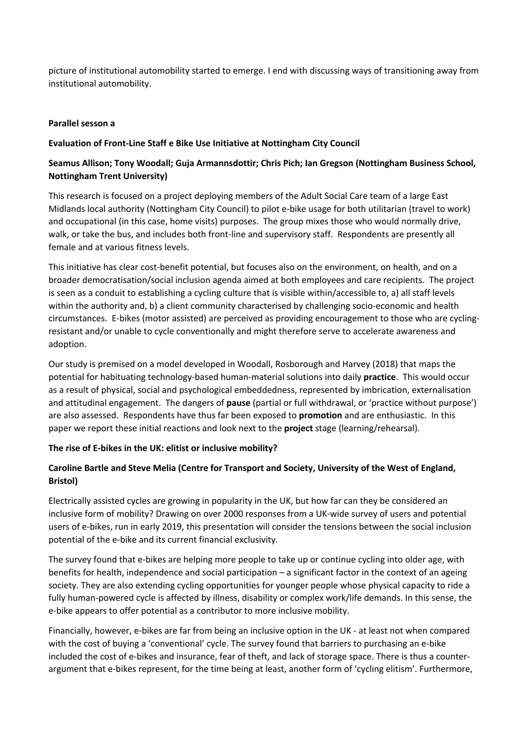picture of institutional automobility started to emerge. I end with discussing ways of transitioning away from institutional automobility.

**Parallel sesson a**

**Evaluation of Front-Line Staff e Bike Use Initiative at Nottingham City Council**

**Seamus Allison; Tony Woodall; Guja Armannsdottir; Chris Pich; Ian Gregson (Nottingham Business School, Nottingham Trent University)**

This research is focused on a project deploying members of the Adult Social Care team of a large East Midlands local authority (Nottingham City Council) to pilot e-bike usage for both utilitarian (travel to work) and occupational (in this case, home visits) purposes. The group mixes those who would normally drive, walk, or take the bus, and includes both front-line and supervisory staff. Respondents are presently all female and at various fitness levels.

This initiative has clear cost-benefit potential, but focuses also on the environment, on health, and on a broader democratisation/social inclusion agenda aimed at both employees and care recipients. The project is seen as a conduit to establishing a cycling culture that is visible within/accessible to, a) all staff levels within the authority and, b) a client community characterised by challenging socio-economic and health circumstances. E-bikes (motor assisted) are perceived as providing encouragement to those who are cycling-resistant and/or unable to cycle conventionally and might therefore serve to accelerate awareness and adoption.

Our study is premised on a model developed in Woodall, Rosborough and Harvey (2018) that maps the potential for habituating technology-based human-material solutions into daily **practice**. This would occur as a result of physical, social and psychological embeddedness, represented by imbrication, externalisation and attitudinal engagement. The dangers of **pause** (partial or full withdrawal, or 'practice without purpose') are also assessed. Respondents have thus far been exposed to **promotion** and are enthusiastic. In this paper we report these initial reactions and look next to the **project** stage (learning/rehearsal).

**The rise of E-bikes in the UK: elitist or inclusive mobility?**

**Caroline Bartle and Steve Melia (Centre for Transport and Society, University of the West of England, Bristol)**

Electrically assisted cycles are growing in popularity in the UK, but how far can they be considered an inclusive form of mobility? Drawing on over 2000 responses from a UK-wide survey of users and potential users of e-bikes, run in early 2019, this presentation will consider the tensions between the social inclusion potential of the e-bike and its current financial exclusivity.

The survey found that e-bikes are helping more people to take up or continue cycling into older age, with benefits for health, independence and social participation – a significant factor in the context of an ageing society. They are also extending cycling opportunities for younger people whose physical capacity to ride a fully human-powered cycle is affected by illness, disability or complex work/life demands. In this sense, the e-bike appears to offer potential as a contributor to more inclusive mobility.

Financially, however, e-bikes are far from being an inclusive option in the UK - at least not when compared with the cost of buying a 'conventional' cycle. The survey found that barriers to purchasing an e-bike included the cost of e-bikes and insurance, fear of theft, and lack of storage space. There is thus a counter-argument that e-bikes represent, for the time being at least, another form of 'cycling elitism'. Furthermore,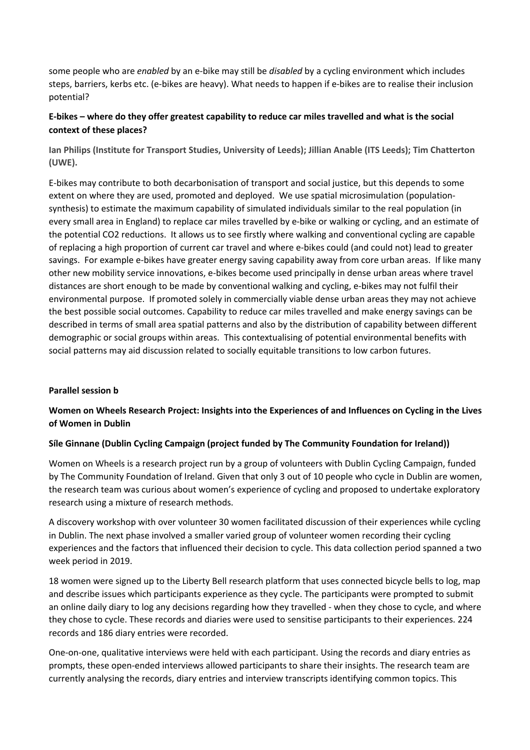some people who are *enabled* by an e-bike may still be *disabled* by a cycling environment which includes steps, barriers, kerbs etc. (e-bikes are heavy). What needs to happen if e-bikes are to realise their inclusion potential?

**E-bikes – where do they offer greatest capability to reduce car miles travelled and what is the social context of these places?**

**Ian Philips (Institute for Transport Studies, University of Leeds); Jillian Anable (ITS Leeds); Tim Chatterton (UWE).**

E-bikes may contribute to both decarbonisation of transport and social justice, but this depends to some extent on where they are used, promoted and deployed. We use spatial microsimulation (population-synthesis) to estimate the maximum capability of simulated individuals similar to the real population (in every small area in England) to replace car miles travelled by e-bike or walking or cycling, and an estimate of the potential $CO_2$ reductions. It allows us to see firstly where walking and conventional cycling are capable of replacing a high proportion of current car travel and where e-bikes could (and could not) lead to greater savings. For example e-bikes have greater energy saving capability away from core urban areas. If like many other new mobility service innovations, e-bikes become used principally in dense urban areas where travel distances are short enough to be made by conventional walking and cycling, e-bikes may not fulfil their environmental purpose. If promoted solely in commercially viable dense urban areas they may not achieve the best possible social outcomes. Capability to reduce car miles travelled and make energy savings can be described in terms of small area spatial patterns and also by the distribution of capability between different demographic or social groups within areas. This contextualising of potential environmental benefits with social patterns may aid discussion related to socially equitable transitions to low carbon futures.

**Parallel session b**

**Women on Wheels Research Project: Insights into the Experiences of and Influences on Cycling in the Lives of Women in Dublin**

**Síle Ginnane (Dublin Cycling Campaign (project funded by The Community Foundation for Ireland))**

Women on Wheels is a research project run by a group of volunteers with Dublin Cycling Campaign, funded by The Community Foundation of Ireland. Given that only 3 out of 10 people who cycle in Dublin are women, the research team was curious about women's experience of cycling and proposed to undertake exploratory research using a mixture of research methods.

A discovery workshop with over volunteer 30 women facilitated discussion of their experiences while cycling in Dublin. The next phase involved a smaller varied group of volunteer women recording their cycling experiences and the factors that influenced their decision to cycle. This data collection period spanned a two week period in 2019.

18 women were signed up to the Liberty Bell research platform that uses connected bicycle bells to log, map and describe issues which participants experience as they cycle. The participants were prompted to submit an online daily diary to log any decisions regarding how they travelled - when they chose to cycle, and where they chose to cycle. These records and diaries were used to sensitise participants to their experiences. 224 records and 186 diary entries were recorded.

One-on-one, qualitative interviews were held with each participant. Using the records and diary entries as prompts, these open-ended interviews allowed participants to share their insights. The research team are currently analysing the records, diary entries and interview transcripts identifying common topics. This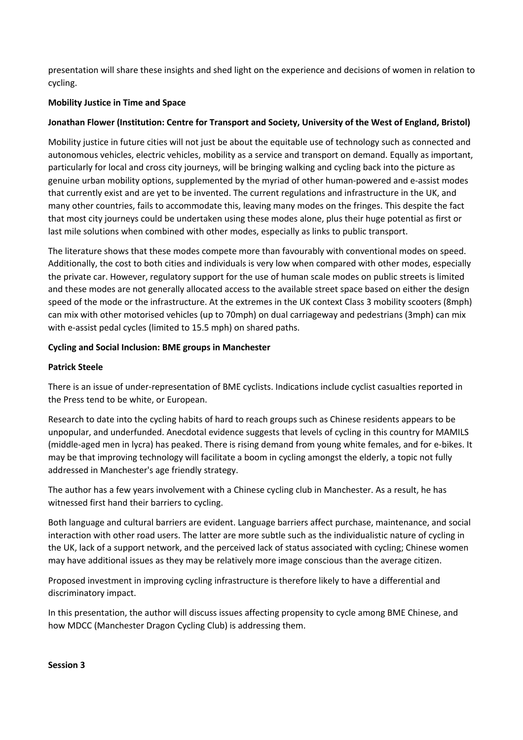presentation will share these insights and shed light on the experience and decisions of women in relation to cycling.

**Mobility Justice in Time and Space**

**Jonathan Flower (Institution: Centre for Transport and Society, University of the West of England, Bristol)**

Mobility justice in future cities will not just be about the equitable use of technology such as connected and autonomous vehicles, electric vehicles, mobility as a service and transport on demand. Equally as important, particularly for local and cross city journeys, will be bringing walking and cycling back into the picture as genuine urban mobility options, supplemented by the myriad of other human-powered and e-assist modes that currently exist and are yet to be invented. The current regulations and infrastructure in the UK, and many other countries, fails to accommodate this, leaving many modes on the fringes. This despite the fact that most city journeys could be undertaken using these modes alone, plus their huge potential as first or last mile solutions when combined with other modes, especially as links to public transport.

The literature shows that these modes compete more than favourably with conventional modes on speed. Additionally, the cost to both cities and individuals is very low when compared with other modes, especially the private car. However, regulatory support for the use of human scale modes on public streets is limited and these modes are not generally allocated access to the available street space based on either the design speed of the mode or the infrastructure. At the extremes in the UK context Class 3 mobility scooters (8mph) can mix with other motorised vehicles (up to 70mph) on dual carriageway and pedestrians (3mph) can mix with e-assist pedal cycles (limited to 15.5 mph) on shared paths.

**Cycling and Social Inclusion: BME groups in Manchester**

**Patrick Steele**

There is an issue of under-representation of BME cyclists. Indications include cyclist casualties reported in the Press tend to be white, or European.

Research to date into the cycling habits of hard to reach groups such as Chinese residents appears to be unpopular, and underfunded. Anecdotal evidence suggests that levels of cycling in this country for MAMILS (middle-aged men in lycra) has peaked. There is rising demand from young white females, and for e-bikes. It may be that improving technology will facilitate a boom in cycling amongst the elderly, a topic not fully addressed in Manchester's age friendly strategy.

The author has a few years involvement with a Chinese cycling club in Manchester. As a result, he has witnessed first hand their barriers to cycling.

Both language and cultural barriers are evident. Language barriers affect purchase, maintenance, and social interaction with other road users. The latter are more subtle such as the individualistic nature of cycling in the UK, lack of a support network, and the perceived lack of status associated with cycling; Chinese women may have additional issues as they may be relatively more image conscious than the average citizen.

Proposed investment in improving cycling infrastructure is therefore likely to have a differential and discriminatory impact.

In this presentation, the author will discuss issues affecting propensity to cycle among BME Chinese, and how MDCC (Manchester Dragon Cycling Club) is addressing them.

**Session 3**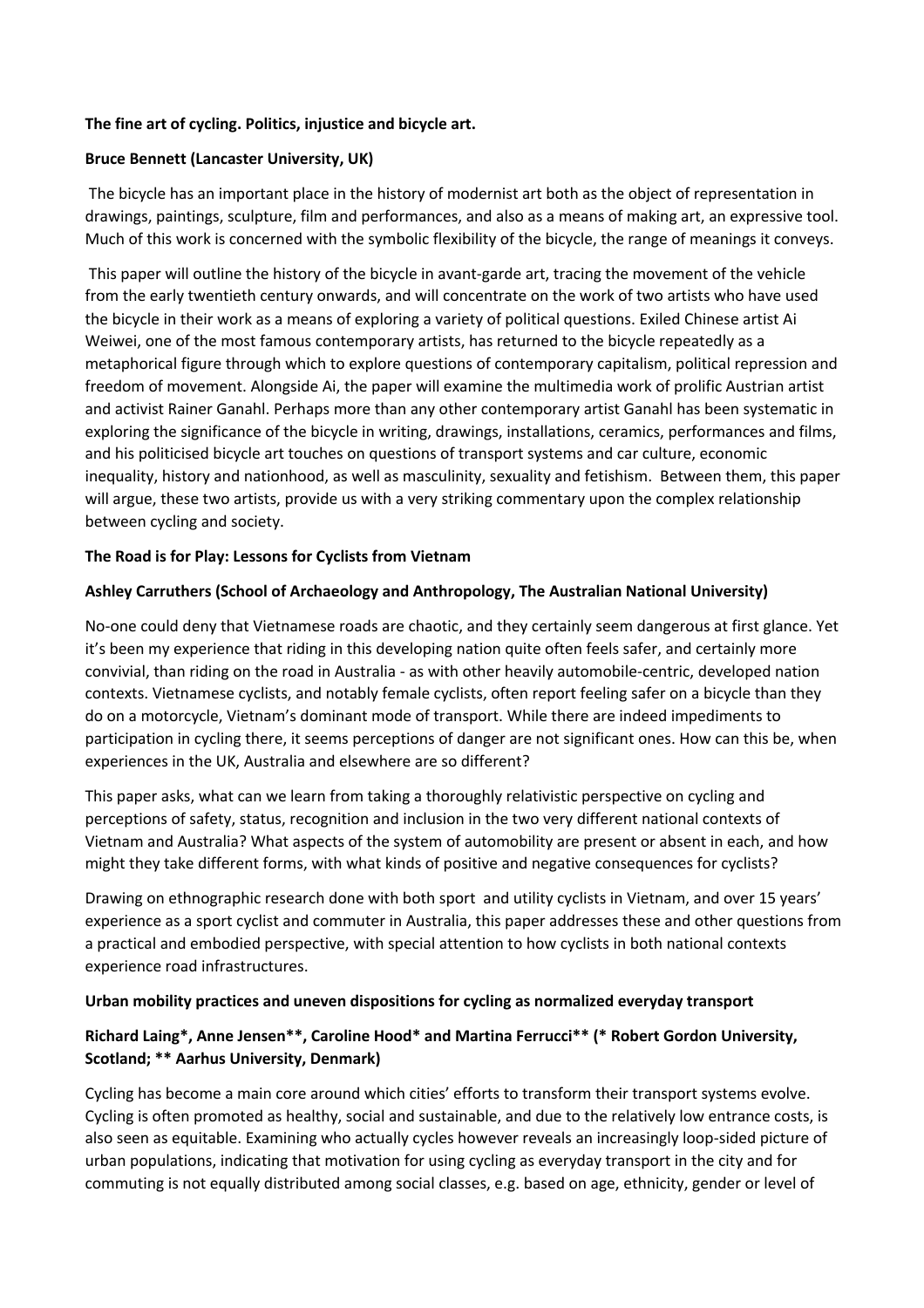**The fine art of cycling. Politics, injustice and bicycle art.**

**Bruce Bennett (Lancaster University, UK)**

The bicycle has an important place in the history of modernist art both as the object of representation in drawings, paintings, sculpture, film and performances, and also as a means of making art, an expressive tool. Much of this work is concerned with the symbolic flexibility of the bicycle, the range of meanings it conveys.

This paper will outline the history of the bicycle in avant-garde art, tracing the movement of the vehicle from the early twentieth century onwards, and will concentrate on the work of two artists who have used the bicycle in their work as a means of exploring a variety of political questions. Exiled Chinese artist Ai Weiwei, one of the most famous contemporary artists, has returned to the bicycle repeatedly as a metaphorical figure through which to explore questions of contemporary capitalism, political repression and freedom of movement. Alongside Ai, the paper will examine the multimedia work of prolific Austrian artist and activist Rainer Ganahl. Perhaps more than any other contemporary artist Ganahl has been systematic in exploring the significance of the bicycle in writing, drawings, installations, ceramics, performances and films, and his politicised bicycle art touches on questions of transport systems and car culture, economic inequality, history and nationhood, as well as masculinity, sexuality and fetishism. Between them, this paper will argue, these two artists, provide us with a very striking commentary upon the complex relationship between cycling and society.

**The Road is for Play: Lessons for Cyclists from Vietnam**

**Ashley Carruthers (School of Archaeology and Anthropology, The Australian National University)**

No-one could deny that Vietnamese roads are chaotic, and they certainly seem dangerous at first glance. Yet it's been my experience that riding in this developing nation quite often feels safer, and certainly more convivial, than riding on the road in Australia - as with other heavily automobile-centric, developed nation contexts. Vietnamese cyclists, and notably female cyclists, often report feeling safer on a bicycle than they do on a motorcycle, Vietnam's dominant mode of transport. While there are indeed impediments to participation in cycling there, it seems perceptions of danger are not significant ones. How can this be, when experiences in the UK, Australia and elsewhere are so different?

This paper asks, what can we learn from taking a thoroughly relativistic perspective on cycling and perceptions of safety, status, recognition and inclusion in the two very different national contexts of Vietnam and Australia? What aspects of the system of automobility are present or absent in each, and how might they take different forms, with what kinds of positive and negative consequences for cyclists?

Drawing on ethnographic research done with both sport and utility cyclists in Vietnam, and over 15 years' experience as a sport cyclist and commuter in Australia, this paper addresses these and other questions from a practical and embodied perspective, with special attention to how cyclists in both national contexts experience road infrastructures.

**Urban mobility practices and uneven dispositions for cycling as normalized everyday transport**

**Richard Laing\*, Anne Jensen\*\*, Caroline Hood\* and Martina Ferrucci\*\* (\* Robert Gordon University, Scotland; \*\* Aarhus University, Denmark)**

Cycling has become a main core around which cities' efforts to transform their transport systems evolve. Cycling is often promoted as healthy, social and sustainable, and due to the relatively low entrance costs, is also seen as equitable. Examining who actually cycles however reveals an increasingly loop-sided picture of urban populations, indicating that motivation for using cycling as everyday transport in the city and for commuting is not equally distributed among social classes, e.g. based on age, ethnicity, gender or level of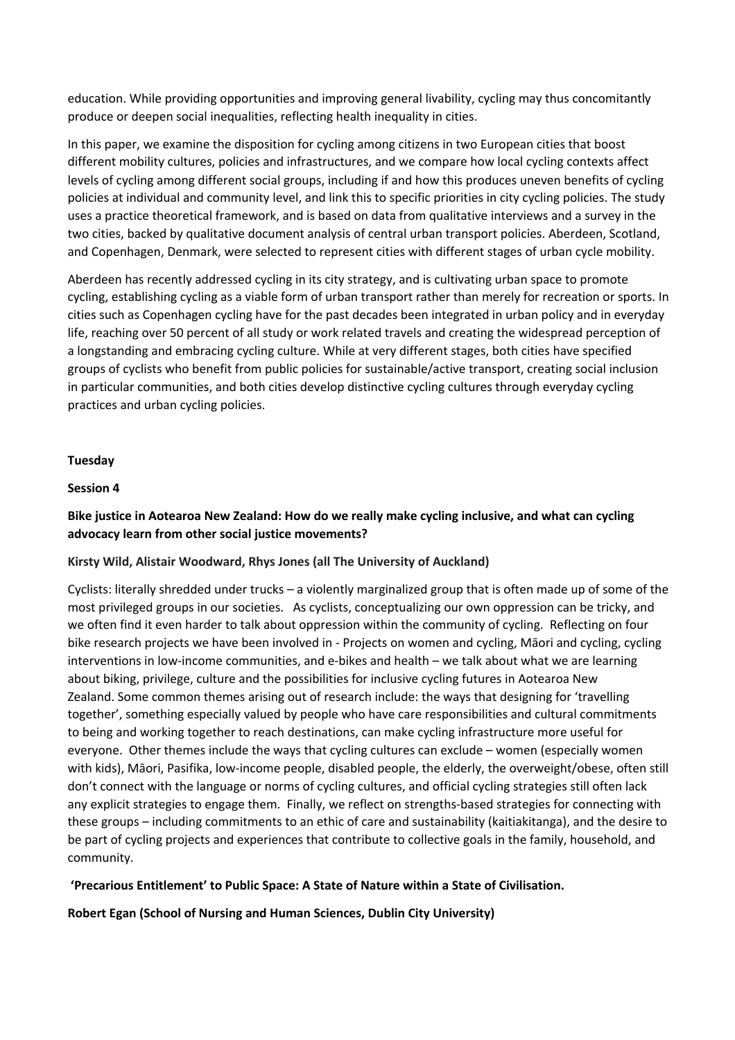education. While providing opportunities and improving general livability, cycling may thus concomitantly produce or deepen social inequalities, reflecting health inequality in cities.

In this paper, we examine the disposition for cycling among citizens in two European cities that boost different mobility cultures, policies and infrastructures, and we compare how local cycling contexts affect levels of cycling among different social groups, including if and how this produces uneven benefits of cycling policies at individual and community level, and link this to specific priorities in city cycling policies. The study uses a practice theoretical framework, and is based on data from qualitative interviews and a survey in the two cities, backed by qualitative document analysis of central urban transport policies. Aberdeen, Scotland, and Copenhagen, Denmark, were selected to represent cities with different stages of urban cycle mobility.

Aberdeen has recently addressed cycling in its city strategy, and is cultivating urban space to promote cycling, establishing cycling as a viable form of urban transport rather than merely for recreation or sports. In cities such as Copenhagen cycling have for the past decades been integrated in urban policy and in everyday life, reaching over 50 percent of all study or work related travels and creating the widespread perception of a longstanding and embracing cycling culture. While at very different stages, both cities have specified groups of cyclists who benefit from public policies for sustainable/active transport, creating social inclusion in particular communities, and both cities develop distinctive cycling cultures through everyday cycling practices and urban cycling policies.

**Tuesday**

**Session 4**

### Bike justice in Aotearoa New Zealand: How do we really make cycling inclusive, and what can cycling advocacy learn from other social justice movements?

**Kirsty Wild, Alistair Woodward, Rhys Jones (all The University of Auckland)**

Cyclists: literally shredded under trucks – a violently marginalized group that is often made up of some of the most privileged groups in our societies. As cyclists, conceptualizing our own oppression can be tricky, and we often find it even harder to talk about oppression within the community of cycling. Reflecting on four bike research projects we have been involved in - Projects on women and cycling, Māori and cycling, cycling interventions in low-income communities, and e-bikes and health – we talk about what we are learning about biking, privilege, culture and the possibilities for inclusive cycling futures in Aotearoa New Zealand. Some common themes arising out of research include: the ways that designing for 'travelling together', something especially valued by people who have care responsibilities and cultural commitments to being and working together to reach destinations, can make cycling infrastructure more useful for everyone. Other themes include the ways that cycling cultures can exclude – women (especially women with kids), Māori, Pasifika, low-income people, disabled people, the elderly, the overweight/obese, often still don't connect with the language or norms of cycling cultures, and official cycling strategies still often lack any explicit strategies to engage them. Finally, we reflect on strengths-based strategies for connecting with these groups – including commitments to an ethic of care and sustainability (kaitiakitanga), and the desire to be part of cycling projects and experiences that contribute to collective goals in the family, household, and community.

### 'Precarious Entitlement' to Public Space: A State of Nature within a State of Civilisation.

**Robert Egan (School of Nursing and Human Sciences, Dublin City University)**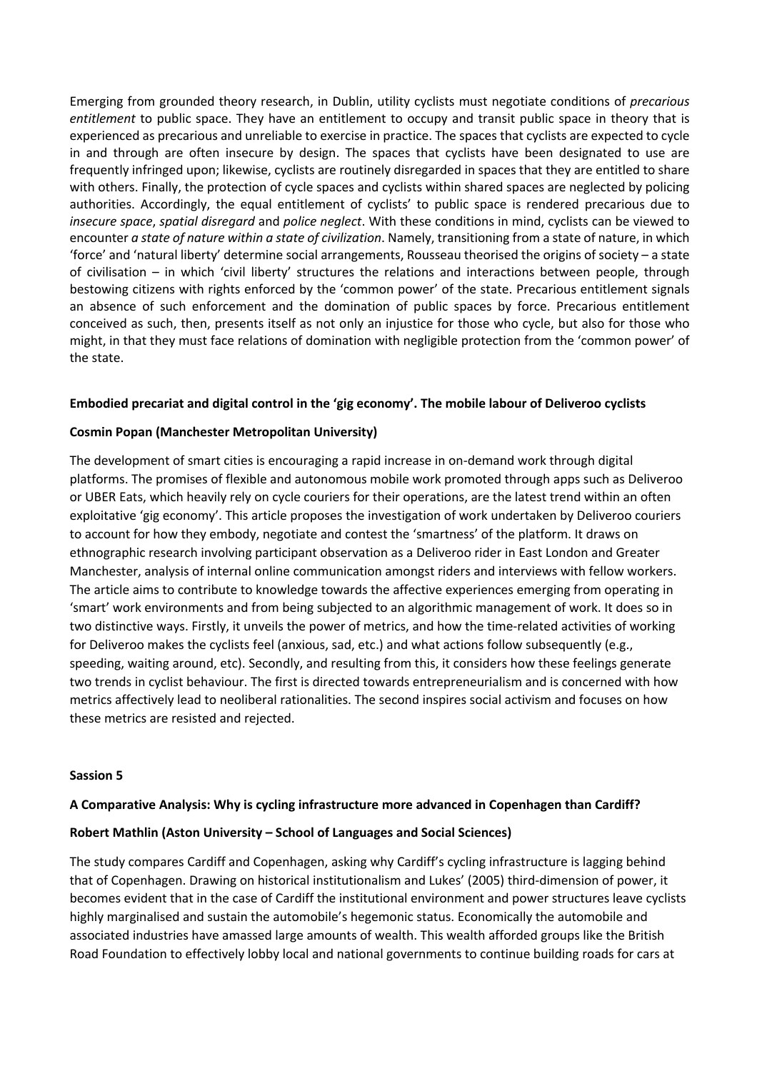Emerging from grounded theory research, in Dublin, utility cyclists must negotiate conditions of *precarious entitlement* to public space. They have an entitlement to occupy and transit public space in theory that is experienced as precarious and unreliable to exercise in practice. The spaces that cyclists are expected to cycle in and through are often insecure by design. The spaces that cyclists have been designated to use are frequently infringed upon; likewise, cyclists are routinely disregarded in spaces that they are entitled to share with others. Finally, the protection of cycle spaces and cyclists within shared spaces are neglected by policing authorities. Accordingly, the equal entitlement of cyclists' to public space is rendered precarious due to *insecure space*, *spatial disregard* and *police neglect*. With these conditions in mind, cyclists can be viewed to encounter *a state of nature within a state of civilization*. Namely, transitioning from a state of nature, in which 'force' and 'natural liberty' determine social arrangements, Rousseau theorised the origins of society – a state of civilisation – in which 'civil liberty' structures the relations and interactions between people, through bestowing citizens with rights enforced by the 'common power' of the state. Precarious entitlement signals an absence of such enforcement and the domination of public spaces by force. Precarious entitlement conceived as such, then, presents itself as not only an injustice for those who cycle, but also for those who might, in that they must face relations of domination with negligible protection from the 'common power' of the state.

**Embodied precariat and digital control in the 'gig economy'. The mobile labour of Deliveroo cyclists**

**Cosmin Popan (Manchester Metropolitan University)**

The development of smart cities is encouraging a rapid increase in on-demand work through digital platforms. The promises of flexible and autonomous mobile work promoted through apps such as Deliveroo or UBER Eats, which heavily rely on cycle couriers for their operations, are the latest trend within an often exploitative 'gig economy'. This article proposes the investigation of work undertaken by Deliveroo couriers to account for how they embody, negotiate and contest the 'smartness' of the platform. It draws on ethnographic research involving participant observation as a Deliveroo rider in East London and Greater Manchester, analysis of internal online communication amongst riders and interviews with fellow workers. The article aims to contribute to knowledge towards the affective experiences emerging from operating in 'smart' work environments and from being subjected to an algorithmic management of work. It does so in two distinctive ways. Firstly, it unveils the power of metrics, and how the time-related activities of working for Deliveroo makes the cyclists feel (anxious, sad, etc.) and what actions follow subsequently (e.g., speeding, waiting around, etc). Secondly, and resulting from this, it considers how these feelings generate two trends in cyclist behaviour. The first is directed towards entrepreneurialism and is concerned with how metrics affectively lead to neoliberal rationalities. The second inspires social activism and focuses on how these metrics are resisted and rejected.

**Sassion 5**

**A Comparative Analysis: Why is cycling infrastructure more advanced in Copenhagen than Cardiff?**

**Robert Mathlin (Aston University – School of Languages and Social Sciences)**

The study compares Cardiff and Copenhagen, asking why Cardiff's cycling infrastructure is lagging behind that of Copenhagen. Drawing on historical institutionalism and Lukes' (2005) third-dimension of power, it becomes evident that in the case of Cardiff the institutional environment and power structures leave cyclists highly marginalised and sustain the automobile's hegemonic status. Economically the automobile and associated industries have amassed large amounts of wealth. This wealth afforded groups like the British Road Foundation to effectively lobby local and national governments to continue building roads for cars at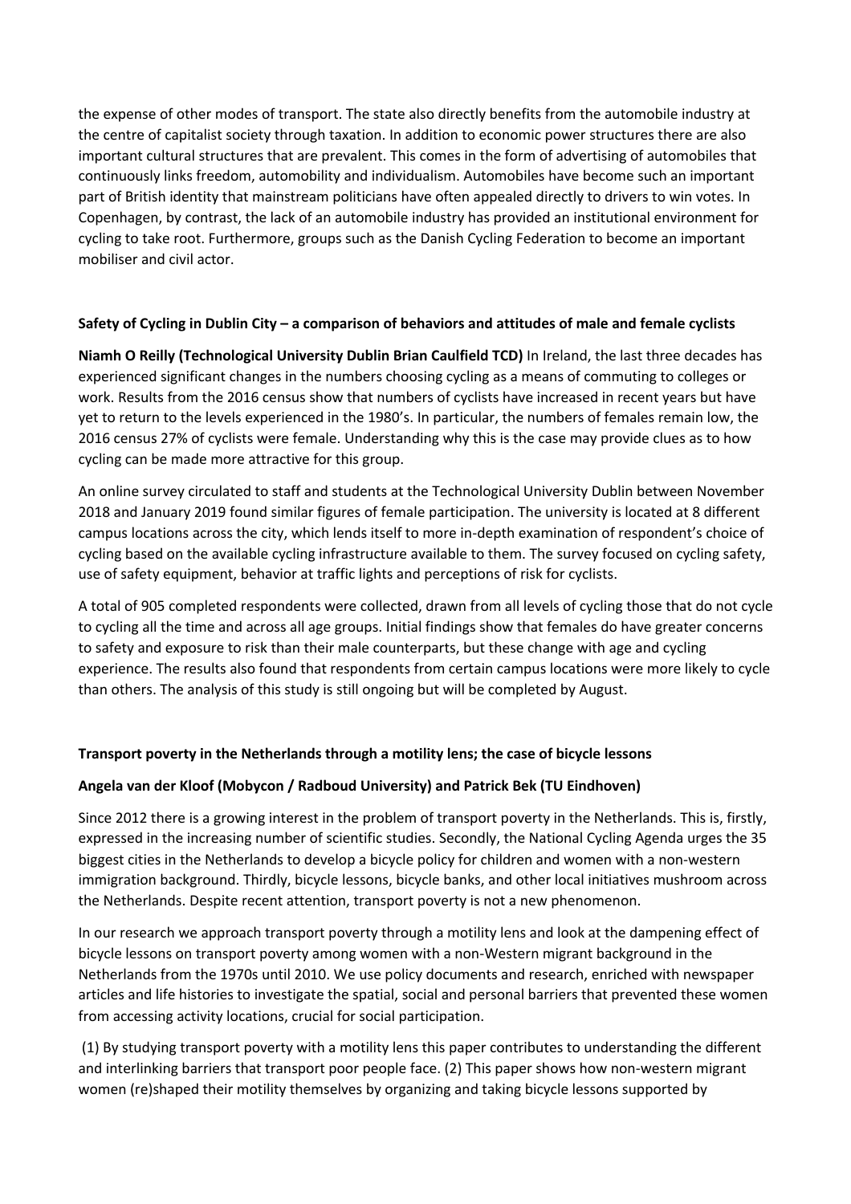the expense of other modes of transport. The state also directly benefits from the automobile industry at the centre of capitalist society through taxation. In addition to economic power structures there are also important cultural structures that are prevalent. This comes in the form of advertising of automobiles that continuously links freedom, automobility and individualism. Automobiles have become such an important part of British identity that mainstream politicians have often appealed directly to drivers to win votes. In Copenhagen, by contrast, the lack of an automobile industry has provided an institutional environment for cycling to take root. Furthermore, groups such as the Danish Cycling Federation to become an important mobiliser and civil actor.

### Safety of Cycling in Dublin City – a comparison of behaviors and attitudes of male and female cyclists

**Niamh O Reilly (Technological University Dublin Brian Caulfield TCD)** In Ireland, the last three decades has experienced significant changes in the numbers choosing cycling as a means of commuting to colleges or work. Results from the 2016 census show that numbers of cyclists have increased in recent years but have yet to return to the levels experienced in the 1980's. In particular, the numbers of females remain low, the 2016 census 27% of cyclists were female. Understanding why this is the case may provide clues as to how cycling can be made more attractive for this group.

An online survey circulated to staff and students at the Technological University Dublin between November 2018 and January 2019 found similar figures of female participation. The university is located at 8 different campus locations across the city, which lends itself to more in-depth examination of respondent's choice of cycling based on the available cycling infrastructure available to them. The survey focused on cycling safety, use of safety equipment, behavior at traffic lights and perceptions of risk for cyclists.

A total of 905 completed respondents were collected, drawn from all levels of cycling those that do not cycle to cycling all the time and across all age groups. Initial findings show that females do have greater concerns to safety and exposure to risk than their male counterparts, but these change with age and cycling experience. The results also found that respondents from certain campus locations were more likely to cycle than others. The analysis of this study is still ongoing but will be completed by August.

### Transport poverty in the Netherlands through a motility lens; the case of bicycle lessons

**Angela van der Kloof (Mobycon / Radboud University) and Patrick Bek (TU Eindhoven)**

Since 2012 there is a growing interest in the problem of transport poverty in the Netherlands. This is, firstly, expressed in the increasing number of scientific studies. Secondly, the National Cycling Agenda urges the 35 biggest cities in the Netherlands to develop a bicycle policy for children and women with a non-western immigration background. Thirdly, bicycle lessons, bicycle banks, and other local initiatives mushroom across the Netherlands. Despite recent attention, transport poverty is not a new phenomenon.

In our research we approach transport poverty through a motility lens and look at the dampening effect of bicycle lessons on transport poverty among women with a non-Western migrant background in the Netherlands from the 1970s until 2010. We use policy documents and research, enriched with newspaper articles and life histories to investigate the spatial, social and personal barriers that prevented these women from accessing activity locations, crucial for social participation.

(1) By studying transport poverty with a motility lens this paper contributes to understanding the different and interlinking barriers that transport poor people face. (2) This paper shows how non-western migrant women (re)shaped their motility themselves by organizing and taking bicycle lessons supported by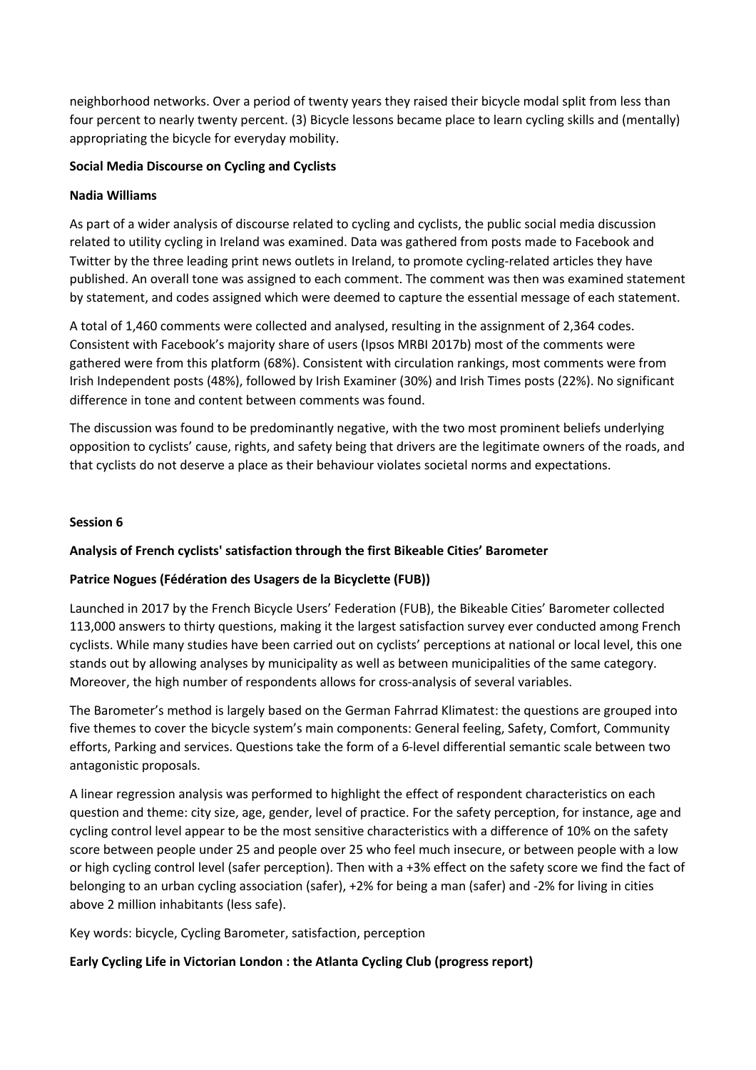neighborhood networks. Over a period of twenty years they raised their bicycle modal split from less than four percent to nearly twenty percent. (3) Bicycle lessons became place to learn cycling skills and (mentally) appropriating the bicycle for everyday mobility.

**Social Media Discourse on Cycling and Cyclists**

**Nadia Williams**

As part of a wider analysis of discourse related to cycling and cyclists, the public social media discussion related to utility cycling in Ireland was examined. Data was gathered from posts made to Facebook and Twitter by the three leading print news outlets in Ireland, to promote cycling-related articles they have published. An overall tone was assigned to each comment. The comment was then was examined statement by statement, and codes assigned which were deemed to capture the essential message of each statement.

A total of 1,460 comments were collected and analysed, resulting in the assignment of 2,364 codes. Consistent with Facebook's majority share of users (Ipsos MRBI 2017b) most of the comments were gathered were from this platform (68%). Consistent with circulation rankings, most comments were from Irish Independent posts (48%), followed by Irish Examiner (30%) and Irish Times posts (22%). No significant difference in tone and content between comments was found.

The discussion was found to be predominantly negative, with the two most prominent beliefs underlying opposition to cyclists' cause, rights, and safety being that drivers are the legitimate owners of the roads, and that cyclists do not deserve a place as their behaviour violates societal norms and expectations.

**Session 6**

**Analysis of French cyclists' satisfaction through the first Bikeable Cities' Barometer**

**Patrice Nogues (Fédération des Usagers de la Bicyclette (FUB))**

Launched in 2017 by the French Bicycle Users' Federation (FUB), the Bikeable Cities' Barometer collected 113,000 answers to thirty questions, making it the largest satisfaction survey ever conducted among French cyclists. While many studies have been carried out on cyclists' perceptions at national or local level, this one stands out by allowing analyses by municipality as well as between municipalities of the same category. Moreover, the high number of respondents allows for cross-analysis of several variables.

The Barometer's method is largely based on the German Fahrrad Klimatest: the questions are grouped into five themes to cover the bicycle system's main components: General feeling, Safety, Comfort, Community efforts, Parking and services. Questions take the form of a 6-level differential semantic scale between two antagonistic proposals.

A linear regression analysis was performed to highlight the effect of respondent characteristics on each question and theme: city size, age, gender, level of practice. For the safety perception, for instance, age and cycling control level appear to be the most sensitive characteristics with a difference of 10% on the safety score between people under 25 and people over 25 who feel much insecure, or between people with a low or high cycling control level (safer perception). Then with a +3% effect on the safety score we find the fact of belonging to an urban cycling association (safer), +2% for being a man (safer) and -2% for living in cities above 2 million inhabitants (less safe).

Key words: bicycle, Cycling Barometer, satisfaction, perception

**Early Cycling Life in Victorian London : the Atlanta Cycling Club (progress report)**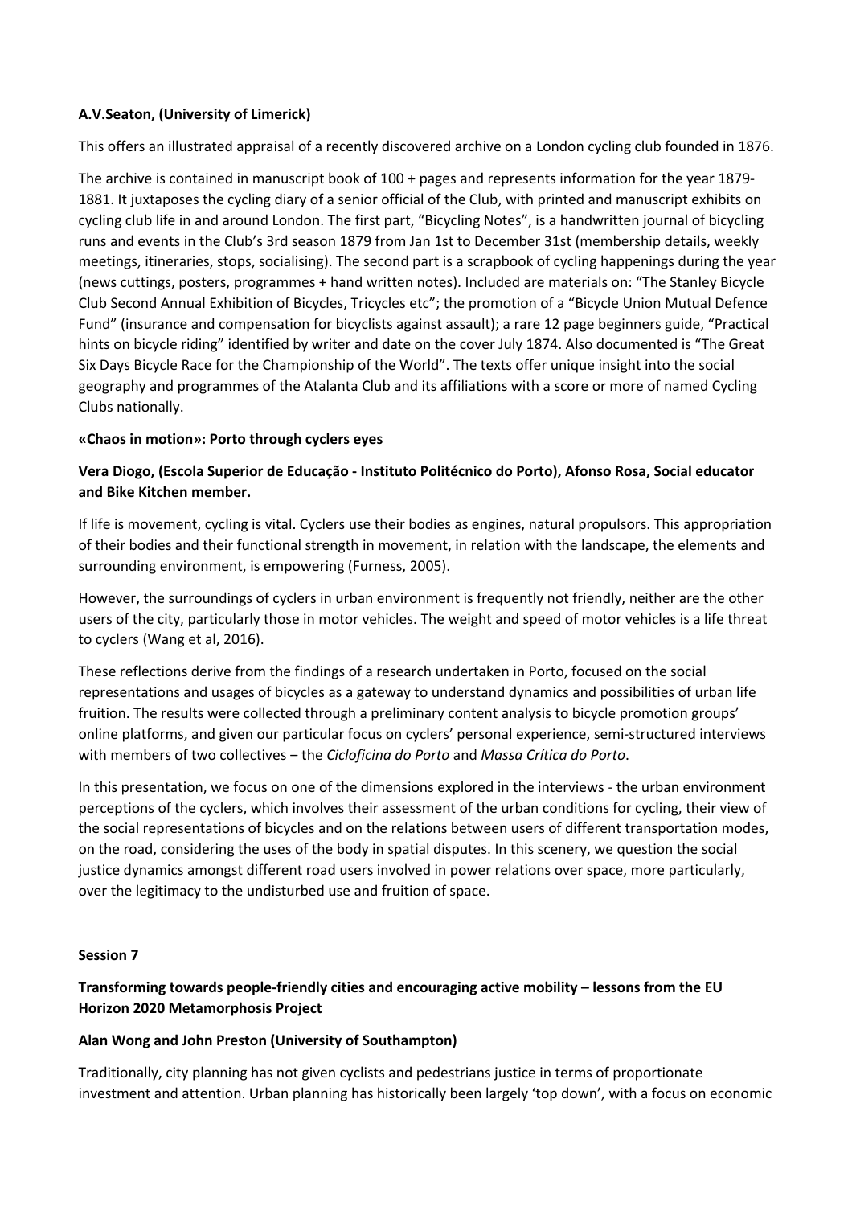**A.V.Seaton, (University of Limerick)**

This offers an illustrated appraisal of a recently discovered archive on a London cycling club founded in 1876.

The archive is contained in manuscript book of 100 + pages and represents information for the year 1879-1881. It juxtaposes the cycling diary of a senior official of the Club, with printed and manuscript exhibits on cycling club life in and around London. The first part, "Bicycling Notes", is a handwritten journal of bicycling runs and events in the Club's 3rd season 1879 from Jan 1st to December 31st (membership details, weekly meetings, itineraries, stops, socialising). The second part is a scrapbook of cycling happenings during the year (news cuttings, posters, programmes + hand written notes). Included are materials on: "The Stanley Bicycle Club Second Annual Exhibition of Bicycles, Tricycles etc"; the promotion of a "Bicycle Union Mutual Defence Fund" (insurance and compensation for bicyclists against assault); a rare 12 page beginners guide, "Practical hints on bicycle riding" identified by writer and date on the cover July 1874. Also documented is "The Great Six Days Bicycle Race for the Championship of the World". The texts offer unique insight into the social geography and programmes of the Atalanta Club and its affiliations with a score or more of named Cycling Clubs nationally.

**«Chaos in motion»: Porto through cyclers eyes**

**Vera Diogo, (Escola Superior de Educação - Instituto Politécnico do Porto), Afonso Rosa, Social educator and Bike Kitchen member.**

If life is movement, cycling is vital. Cyclers use their bodies as engines, natural propulsors. This appropriation of their bodies and their functional strength in movement, in relation with the landscape, the elements and surrounding environment, is empowering (Furness, 2005).

However, the surroundings of cyclers in urban environment is frequently not friendly, neither are the other users of the city, particularly those in motor vehicles. The weight and speed of motor vehicles is a life threat to cyclers (Wang et al, 2016).

These reflections derive from the findings of a research undertaken in Porto, focused on the social representations and usages of bicycles as a gateway to understand dynamics and possibilities of urban life fruition. The results were collected through a preliminary content analysis to bicycle promotion groups' online platforms, and given our particular focus on cyclers' personal experience, semi-structured interviews with members of two collectives – the *Cicloficina do Porto* and *Massa Crítica do Porto*.

In this presentation, we focus on one of the dimensions explored in the interviews - the urban environment perceptions of the cyclers, which involves their assessment of the urban conditions for cycling, their view of the social representations of bicycles and on the relations between users of different transportation modes, on the road, considering the uses of the body in spatial disputes. In this scenery, we question the social justice dynamics amongst different road users involved in power relations over space, more particularly, over the legitimacy to the undisturbed use and fruition of space.

**Session 7**

**Transforming towards people-friendly cities and encouraging active mobility – lessons from the EU Horizon 2020 Metamorphosis Project**

**Alan Wong and John Preston (University of Southampton)**

Traditionally, city planning has not given cyclists and pedestrians justice in terms of proportionate investment and attention. Urban planning has historically been largely 'top down', with a focus on economic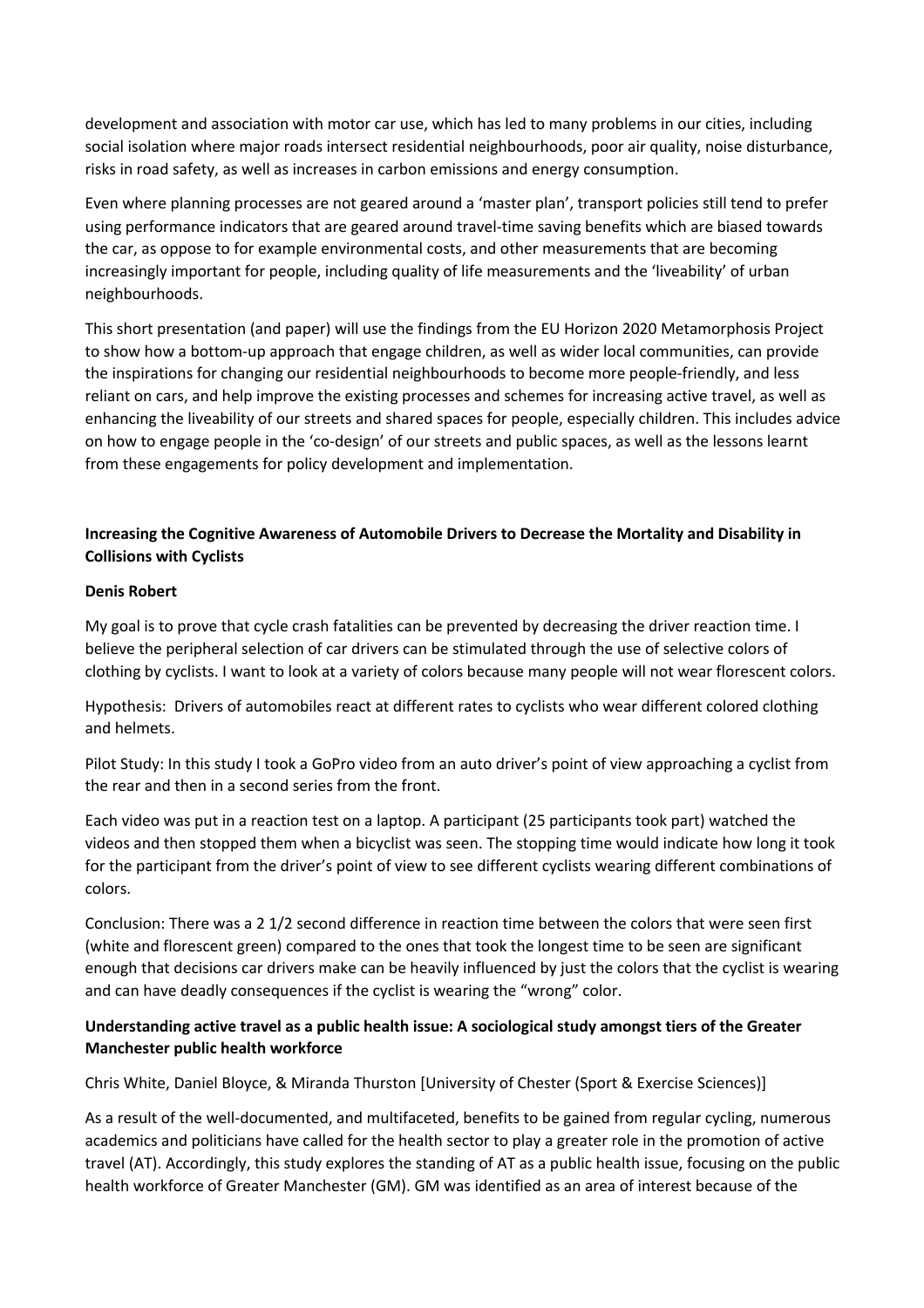development and association with motor car use, which has led to many problems in our cities, including social isolation where major roads intersect residential neighbourhoods, poor air quality, noise disturbance, risks in road safety, as well as increases in carbon emissions and energy consumption.

Even where planning processes are not geared around a 'master plan', transport policies still tend to prefer using performance indicators that are geared around travel-time saving benefits which are biased towards the car, as oppose to for example environmental costs, and other measurements that are becoming increasingly important for people, including quality of life measurements and the 'liveability' of urban neighbourhoods.

This short presentation (and paper) will use the findings from the EU Horizon 2020 Metamorphosis Project to show how a bottom-up approach that engage children, as well as wider local communities, can provide the inspirations for changing our residential neighbourhoods to become more people-friendly, and less reliant on cars, and help improve the existing processes and schemes for increasing active travel, as well as enhancing the liveability of our streets and shared spaces for people, especially children. This includes advice on how to engage people in the 'co-design' of our streets and public spaces, as well as the lessons learnt from these engagements for policy development and implementation.

**Increasing the Cognitive Awareness of Automobile Drivers to Decrease the Mortality and Disability in Collisions with Cyclists**

**Denis Robert**

My goal is to prove that cycle crash fatalities can be prevented by decreasing the driver reaction time. I believe the peripheral selection of car drivers can be stimulated through the use of selective colors of clothing by cyclists. I want to look at a variety of colors because many people will not wear florescent colors.

Hypothesis: Drivers of automobiles react at different rates to cyclists who wear different colored clothing and helmets.

Pilot Study: In this study I took a GoPro video from an auto driver's point of view approaching a cyclist from the rear and then in a second series from the front.

Each video was put in a reaction test on a laptop. A participant (25 participants took part) watched the videos and then stopped them when a bicyclist was seen. The stopping time would indicate how long it took for the participant from the driver's point of view to see different cyclists wearing different combinations of colors.

Conclusion: There was a 2 1/2 second difference in reaction time between the colors that were seen first (white and florescent green) compared to the ones that took the longest time to be seen are significant enough that decisions car drivers make can be heavily influenced by just the colors that the cyclist is wearing and can have deadly consequences if the cyclist is wearing the "wrong" color.

**Understanding active travel as a public health issue: A sociological study amongst tiers of the Greater Manchester public health workforce**

Chris White, Daniel Bloyce, & Miranda Thurston [University of Chester (Sport & Exercise Sciences)]

As a result of the well-documented, and multifaceted, benefits to be gained from regular cycling, numerous academics and politicians have called for the health sector to play a greater role in the promotion of active travel (AT). Accordingly, this study explores the standing of AT as a public health issue, focusing on the public health workforce of Greater Manchester (GM). GM was identified as an area of interest because of the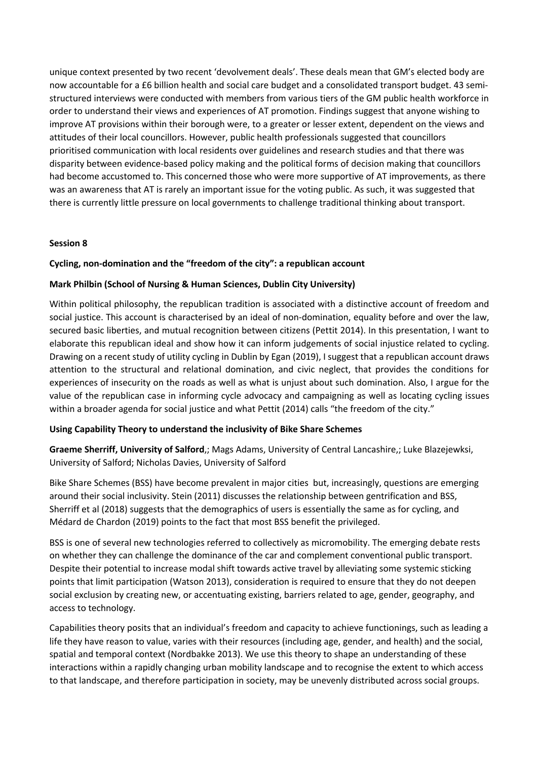unique context presented by two recent 'devolvement deals'. These deals mean that GM's elected body are now accountable for a £6 billion health and social care budget and a consolidated transport budget. 43 semi-structured interviews were conducted with members from various tiers of the GM public health workforce in order to understand their views and experiences of AT promotion. Findings suggest that anyone wishing to improve AT provisions within their borough were, to a greater or lesser extent, dependent on the views and attitudes of their local councillors. However, public health professionals suggested that councillors prioritised communication with local residents over guidelines and research studies and that there was disparity between evidence-based policy making and the political forms of decision making that councillors had become accustomed to. This concerned those who were more supportive of AT improvements, as there was an awareness that AT is rarely an important issue for the voting public. As such, it was suggested that there is currently little pressure on local governments to challenge traditional thinking about transport.

## Session 8

### Cycling, non-domination and the "freedom of the city": a republican account

**Mark Philbin (School of Nursing & Human Sciences, Dublin City University)**

Within political philosophy, the republican tradition is associated with a distinctive account of freedom and social justice. This account is characterised by an ideal of non-domination, equality before and over the law, secured basic liberties, and mutual recognition between citizens (Pettit 2014). In this presentation, I want to elaborate this republican ideal and show how it can inform judgements of social injustice related to cycling. Drawing on a recent study of utility cycling in Dublin by Egan (2019), I suggest that a republican account draws attention to the structural and relational domination, and civic neglect, that provides the conditions for experiences of insecurity on the roads as well as what is unjust about such domination. Also, I argue for the value of the republican case in informing cycle advocacy and campaigning as well as locating cycling issues within a broader agenda for social justice and what Pettit (2014) calls "the freedom of the city."

### Using Capability Theory to understand the inclusivity of Bike Share Schemes

**Graeme Sherriff, University of Salford**,; Mags Adams, University of Central Lancashire,; Luke Blazejewksi, University of Salford; Nicholas Davies, University of Salford

Bike Share Schemes (BSS) have become prevalent in major cities but, increasingly, questions are emerging around their social inclusivity. Stein (2011) discusses the relationship between gentrification and BSS, Sherriff et al (2018) suggests that the demographics of users is essentially the same as for cycling, and Médard de Chardon (2019) points to the fact that most BSS benefit the privileged.

BSS is one of several new technologies referred to collectively as micromobility. The emerging debate rests on whether they can challenge the dominance of the car and complement conventional public transport. Despite their potential to increase modal shift towards active travel by alleviating some systemic sticking points that limit participation (Watson 2013), consideration is required to ensure that they do not deepen social exclusion by creating new, or accentuating existing, barriers related to age, gender, geography, and access to technology.

Capabilities theory posits that an individual's freedom and capacity to achieve functionings, such as leading a life they have reason to value, varies with their resources (including age, gender, and health) and the social, spatial and temporal context (Nordbakke 2013). We use this theory to shape an understanding of these interactions within a rapidly changing urban mobility landscape and to recognise the extent to which access to that landscape, and therefore participation in society, may be unevenly distributed across social groups.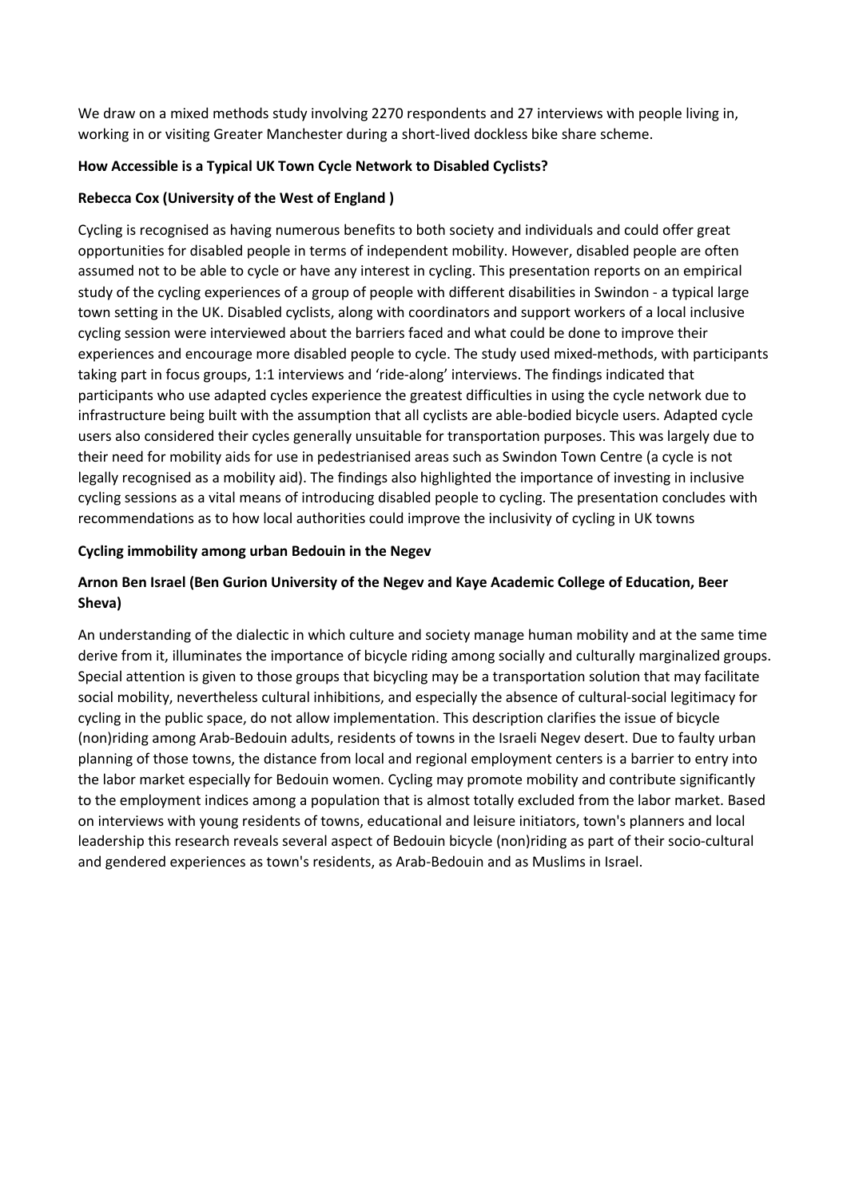We draw on a mixed methods study involving 2270 respondents and 27 interviews with people living in, working in or visiting Greater Manchester during a short-lived dockless bike share scheme.

**How Accessible is a Typical UK Town Cycle Network to Disabled Cyclists?**

**Rebecca Cox (University of the West of England )**

Cycling is recognised as having numerous benefits to both society and individuals and could offer great opportunities for disabled people in terms of independent mobility. However, disabled people are often assumed not to be able to cycle or have any interest in cycling. This presentation reports on an empirical study of the cycling experiences of a group of people with different disabilities in Swindon - a typical large town setting in the UK. Disabled cyclists, along with coordinators and support workers of a local inclusive cycling session were interviewed about the barriers faced and what could be done to improve their experiences and encourage more disabled people to cycle. The study used mixed-methods, with participants taking part in focus groups, 1:1 interviews and 'ride-along' interviews. The findings indicated that participants who use adapted cycles experience the greatest difficulties in using the cycle network due to infrastructure being built with the assumption that all cyclists are able-bodied bicycle users. Adapted cycle users also considered their cycles generally unsuitable for transportation purposes. This was largely due to their need for mobility aids for use in pedestrianised areas such as Swindon Town Centre (a cycle is not legally recognised as a mobility aid). The findings also highlighted the importance of investing in inclusive cycling sessions as a vital means of introducing disabled people to cycling. The presentation concludes with recommendations as to how local authorities could improve the inclusivity of cycling in UK towns

**Cycling immobility among urban Bedouin in the Negev**

**Arnon Ben Israel (Ben Gurion University of the Negev and Kaye Academic College of Education, Beer Sheva)**

An understanding of the dialectic in which culture and society manage human mobility and at the same time derive from it, illuminates the importance of bicycle riding among socially and culturally marginalized groups. Special attention is given to those groups that bicycling may be a transportation solution that may facilitate social mobility, nevertheless cultural inhibitions, and especially the absence of cultural-social legitimacy for cycling in the public space, do not allow implementation. This description clarifies the issue of bicycle (non)riding among Arab-Bedouin adults, residents of towns in the Israeli Negev desert. Due to faulty urban planning of those towns, the distance from local and regional employment centers is a barrier to entry into the labor market especially for Bedouin women. Cycling may promote mobility and contribute significantly to the employment indices among a population that is almost totally excluded from the labor market. Based on interviews with young residents of towns, educational and leisure initiators, town's planners and local leadership this research reveals several aspect of Bedouin bicycle (non)riding as part of their socio-cultural and gendered experiences as town's residents, as Arab-Bedouin and as Muslims in Israel.